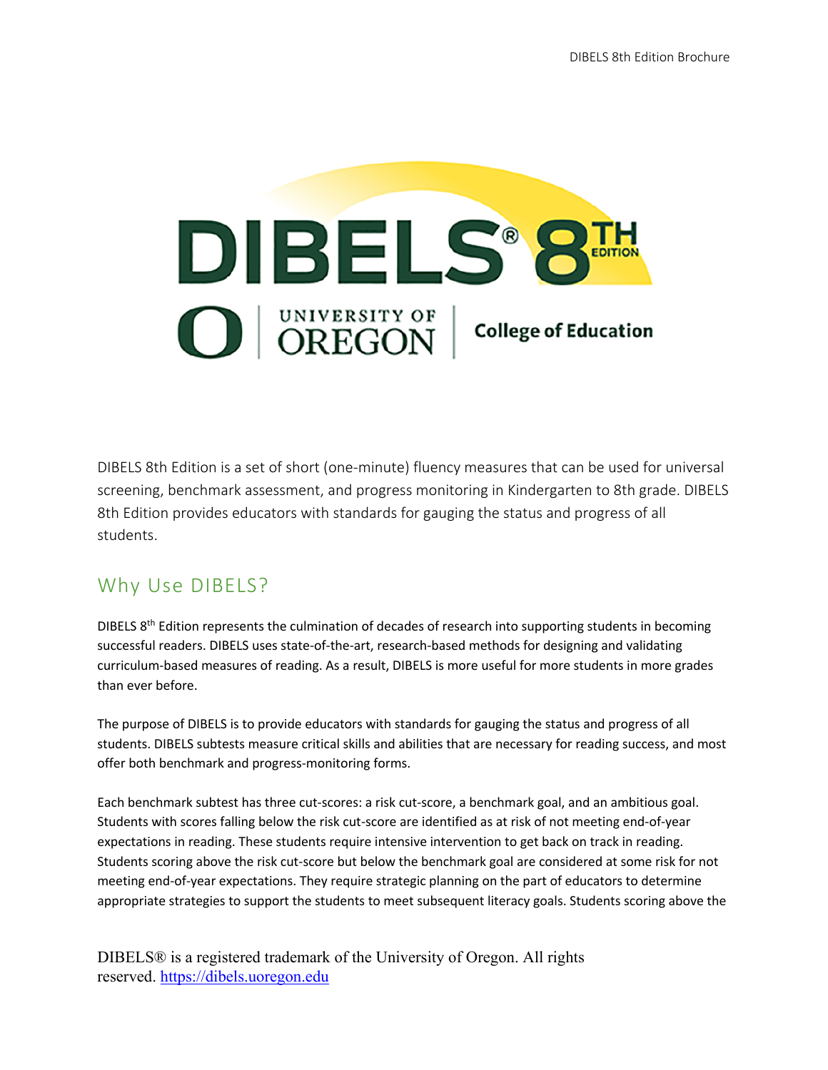DIBELS® 8TH EDITION

UNIVERSITY OF OREGON | College of Education

DIBELS 8th Edition is a set of short (one-minute) fluency measures that can be used for universal screening, benchmark assessment, and progress monitoring in Kindergarten to 8th grade. DIBELS 8th Edition provides educators with standards for gauging the status and progress of all students.

## Why Use DIBELS?

DIBELS 8th Edition represents the culmination of decades of research into supporting students in becoming successful readers. DIBELS uses state-of-the-art, research-based methods for designing and validating curriculum-based measures of reading. As a result, DIBELS is more useful for more students in more grades than ever before.

The purpose of DIBELS is to provide educators with standards for gauging the status and progress of all students. DIBELS subtests measure critical skills and abilities that are necessary for reading success, and most offer both benchmark and progress-monitoring forms.

Each benchmark subtest has three cut-scores: a risk cut-score, a benchmark goal, and an ambitious goal. Students with scores falling below the risk cut-score are identified as at risk of not meeting end-of-year expectations in reading. These students require intensive intervention to get back on track in reading. Students scoring above the risk cut-score but below the benchmark goal are considered at some risk for not meeting end-of-year expectations. They require strategic planning on the part of educators to determine appropriate strategies to support the students to meet subsequent literacy goals. Students scoring above the

DIBELS® is a registered trademark of the University of Oregon. All rights reserved. https://dibels.uoregon.edu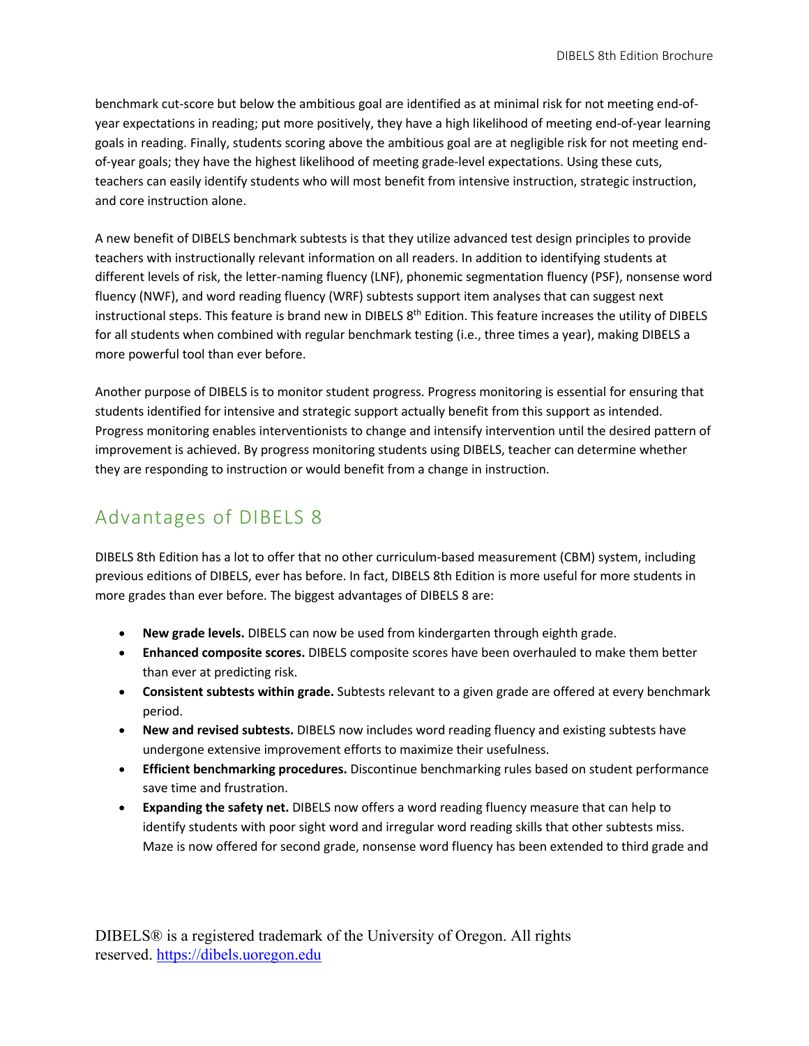benchmark cut-score but below the ambitious goal are identified as at minimal risk for not meeting end-of-year expectations in reading; put more positively, they have a high likelihood of meeting end-of-year learning goals in reading. Finally, students scoring above the ambitious goal are at negligible risk for not meeting end-of-year goals; they have the highest likelihood of meeting grade-level expectations. Using these cuts, teachers can easily identify students who will most benefit from intensive instruction, strategic instruction, and core instruction alone.

A new benefit of DIBELS benchmark subtests is that they utilize advanced test design principles to provide teachers with instructionally relevant information on all readers. In addition to identifying students at different levels of risk, the letter-naming fluency (LNF), phonemic segmentation fluency (PSF), nonsense word fluency (NWF), and word reading fluency (WRF) subtests support item analyses that can suggest next instructional steps. This feature is brand new in DIBELS 8th Edition. This feature increases the utility of DIBELS for all students when combined with regular benchmark testing (i.e., three times a year), making DIBELS a more powerful tool than ever before.

Another purpose of DIBELS is to monitor student progress. Progress monitoring is essential for ensuring that students identified for intensive and strategic support actually benefit from this support as intended. Progress monitoring enables interventionists to change and intensify intervention until the desired pattern of improvement is achieved. By progress monitoring students using DIBELS, teacher can determine whether they are responding to instruction or would benefit from a change in instruction.

## Advantages of DIBELS 8

DIBELS 8th Edition has a lot to offer that no other curriculum-based measurement (CBM) system, including previous editions of DIBELS, ever has before. In fact, DIBELS 8th Edition is more useful for more students in more grades than ever before. The biggest advantages of DIBELS 8 are:

- **New grade levels.** DIBELS can now be used from kindergarten through eighth grade.
- **Enhanced composite scores.** DIBELS composite scores have been overhauled to make them better than ever at predicting risk.
- **Consistent subtests within grade.** Subtests relevant to a given grade are offered at every benchmark period.
- **New and revised subtests.** DIBELS now includes word reading fluency and existing subtests have undergone extensive improvement efforts to maximize their usefulness.
- **Efficient benchmarking procedures.** Discontinue benchmarking rules based on student performance save time and frustration.
- **Expanding the safety net.** DIBELS now offers a word reading fluency measure that can help to identify students with poor sight word and irregular word reading skills that other subtests miss. Maze is now offered for second grade, nonsense word fluency has been extended to third grade and

DIBELS® is a registered trademark of the University of Oregon. All rights reserved. https://dibels.uoregon.edu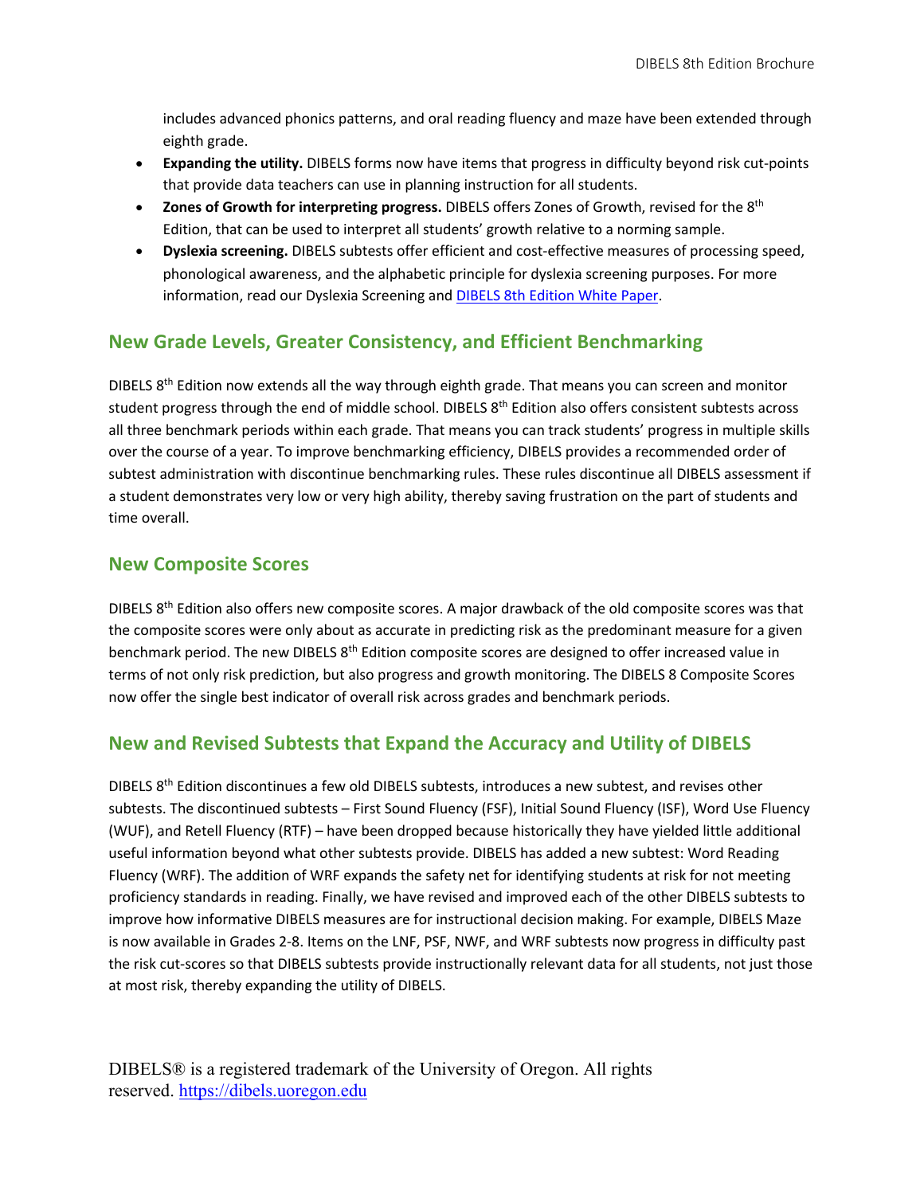includes advanced phonics patterns, and oral reading fluency and maze have been extended through eighth grade.

- **Expanding the utility.** DIBELS forms now have items that progress in difficulty beyond risk cut-points that provide data teachers can use in planning instruction for all students.
- **Zones of Growth for interpreting progress.** DIBELS offers Zones of Growth, revised for the 8th Edition, that can be used to interpret all students' growth relative to a norming sample.
- **Dyslexia screening.** DIBELS subtests offer efficient and cost-effective measures of processing speed, phonological awareness, and the alphabetic principle for dyslexia screening purposes. For more information, read our Dyslexia Screening and [DIBELS 8th Edition White Paper](#).

## New Grade Levels, Greater Consistency, and Efficient Benchmarking

DIBELS 8th Edition now extends all the way through eighth grade. That means you can screen and monitor student progress through the end of middle school. DIBELS 8th Edition also offers consistent subtests across all three benchmark periods within each grade. That means you can track students' progress in multiple skills over the course of a year. To improve benchmarking efficiency, DIBELS provides a recommended order of subtest administration with discontinue benchmarking rules. These rules discontinue all DIBELS assessment if a student demonstrates very low or very high ability, thereby saving frustration on the part of students and time overall.

## New Composite Scores

DIBELS 8th Edition also offers new composite scores. A major drawback of the old composite scores was that the composite scores were only about as accurate in predicting risk as the predominant measure for a given benchmark period. The new DIBELS 8th Edition composite scores are designed to offer increased value in terms of not only risk prediction, but also progress and growth monitoring. The DIBELS 8 Composite Scores now offer the single best indicator of overall risk across grades and benchmark periods.

## New and Revised Subtests that Expand the Accuracy and Utility of DIBELS

DIBELS 8th Edition discontinues a few old DIBELS subtests, introduces a new subtest, and revises other subtests. The discontinued subtests – First Sound Fluency (FSF), Initial Sound Fluency (ISF), Word Use Fluency (WUF), and Retell Fluency (RTF) – have been dropped because historically they have yielded little additional useful information beyond what other subtests provide. DIBELS has added a new subtest: Word Reading Fluency (WRF). The addition of WRF expands the safety net for identifying students at risk for not meeting proficiency standards in reading. Finally, we have revised and improved each of the other DIBELS subtests to improve how informative DIBELS measures are for instructional decision making. For example, DIBELS Maze is now available in Grades 2-8. Items on the LNF, PSF, NWF, and WRF subtests now progress in difficulty past the risk cut-scores so that DIBELS subtests provide instructionally relevant data for all students, not just those at most risk, thereby expanding the utility of DIBELS.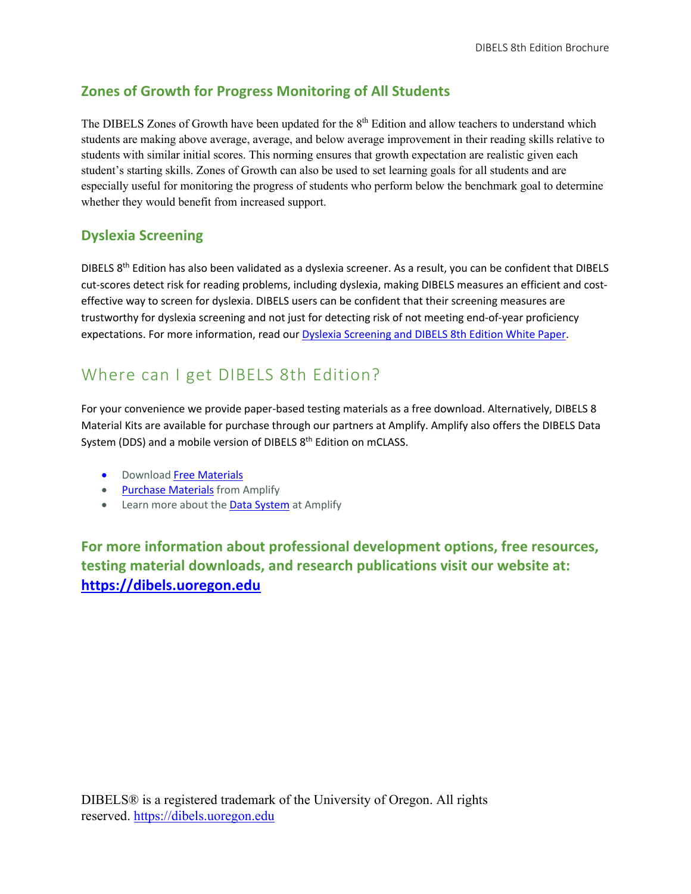## Zones of Growth for Progress Monitoring of All Students

The DIBELS Zones of Growth have been updated for the 8th Edition and allow teachers to understand which students are making above average, average, and below average improvement in their reading skills relative to students with similar initial scores. This norming ensures that growth expectation are realistic given each student's starting skills. Zones of Growth can also be used to set learning goals for all students and are especially useful for monitoring the progress of students who perform below the benchmark goal to determine whether they would benefit from increased support.

## Dyslexia Screening

DIBELS 8th Edition has also been validated as a dyslexia screener. As a result, you can be confident that DIBELS cut-scores detect risk for reading problems, including dyslexia, making DIBELS measures an efficient and cost-effective way to screen for dyslexia. DIBELS users can be confident that their screening measures are trustworthy for dyslexia screening and not just for detecting risk of not meeting end-of-year proficiency expectations. For more information, read our [Dyslexia Screening and DIBELS 8th Edition White Paper]().

# Where can I get DIBELS 8th Edition?

For your convenience we provide paper-based testing materials as a free download. Alternatively, DIBELS 8 Material Kits are available for purchase through our partners at Amplify. Amplify also offers the DIBELS Data System (DDS) and a mobile version of DIBELS 8th Edition on mCLASS.

- Download [Free Materials]()
- [Purchase Materials]() from Amplify
- Learn more about the [Data System]() at Amplify

**For more information about professional development options, free resources, testing material downloads, and research publications visit our website at: [https://dibels.uoregon.edu](https://dibels.uoregon.edu)**

DIBELS® is a registered trademark of the University of Oregon. All rights reserved. [https://dibels.uoregon.edu](https://dibels.uoregon.edu)